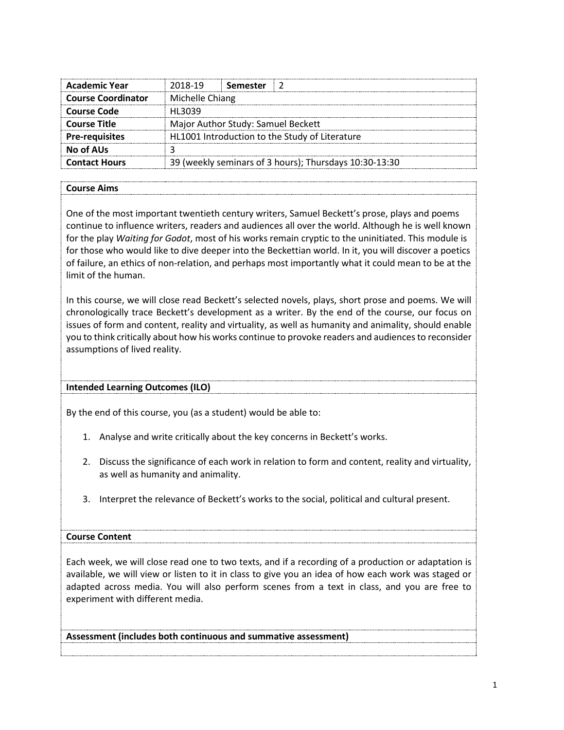| Academic Year | 2018-19 | Semester | 2 |
|---|---|---|---|
| Course Coordinator | Michelle Chiang | | |
| Course Code | HL3039 | | |
| Course Title | Major Author Study: Samuel Beckett | | |
| Pre-requisites | HL1001 Introduction to the Study of Literature | | |
| No of AUs | 3 | | |
| Contact Hours | 39 (weekly seminars of 3 hours); Thursdays 10:30-13:30 | | |

## Course Aims

One of the most important twentieth century writers, Samuel Beckett's prose, plays and poems continue to influence writers, readers and audiences all over the world. Although he is well known for the play *Waiting for Godot*, most of his works remain cryptic to the uninitiated. This module is for those who would like to dive deeper into the Beckettian world. In it, you will discover a poetics of failure, an ethics of non-relation, and perhaps most importantly what it could mean to be at the limit of the human.

In this course, we will close read Beckett's selected novels, plays, short prose and poems. We will chronologically trace Beckett's development as a writer. By the end of the course, our focus on issues of form and content, reality and virtuality, as well as humanity and animality, should enable you to think critically about how his works continue to provoke readers and audiences to reconsider assumptions of lived reality.

## Intended Learning Outcomes (ILO)

By the end of this course, you (as a student) would be able to:

1. Analyse and write critically about the key concerns in Beckett's works.
2. Discuss the significance of each work in relation to form and content, reality and virtuality, as well as humanity and animality.
3. Interpret the relevance of Beckett's works to the social, political and cultural present.

## Course Content

Each week, we will close read one to two texts, and if a recording of a production or adaptation is available, we will view or listen to it in class to give you an idea of how each work was staged or adapted across media. You will also perform scenes from a text in class, and you are free to experiment with different media.

## Assessment (includes both continuous and summative assessment)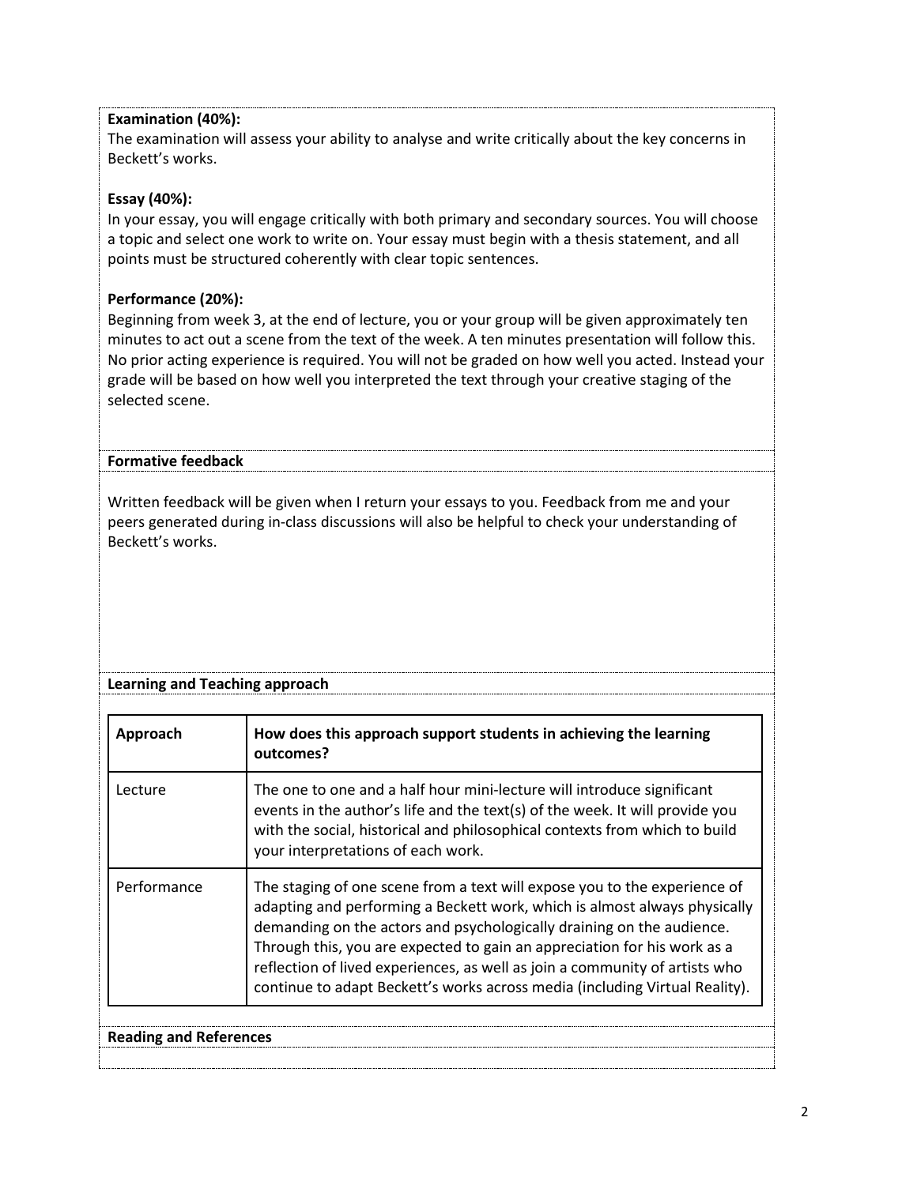**Examination (40%):**
The examination will assess your ability to analyse and write critically about the key concerns in Beckett's works.

**Essay (40%):**
In your essay, you will engage critically with both primary and secondary sources. You will choose a topic and select one work to write on. Your essay must begin with a thesis statement, and all points must be structured coherently with clear topic sentences.

**Performance (20%):**
Beginning from week 3, at the end of lecture, you or your group will be given approximately ten minutes to act out a scene from the text of the week. A ten minutes presentation will follow this. No prior acting experience is required. You will not be graded on how well you acted. Instead your grade will be based on how well you interpreted the text through your creative staging of the selected scene.

**Formative feedback**

Written feedback will be given when I return your essays to you. Feedback from me and your peers generated during in-class discussions will also be helpful to check your understanding of Beckett's works.

**Learning and Teaching approach**

| **Approach** | **How does this approach support students in achieving the learning outcomes?** |
| --- | --- |
| Lecture | The one to one and a half hour mini-lecture will introduce significant events in the author's life and the text(s) of the week. It will provide you with the social, historical and philosophical contexts from which to build your interpretations of each work. |
| Performance | The staging of one scene from a text will expose you to the experience of adapting and performing a Beckett work, which is almost always physically demanding on the actors and psychologically draining on the audience. Through this, you are expected to gain an appreciation for his work as a reflection of lived experiences, as well as join a community of artists who continue to adapt Beckett's works across media (including Virtual Reality). |

**Reading and References**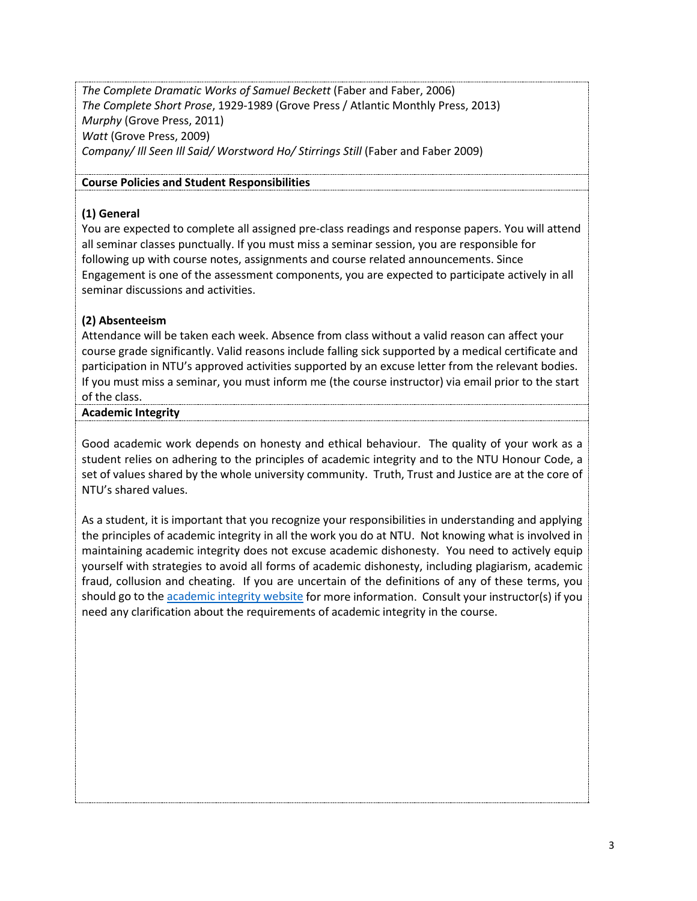*The Complete Dramatic Works of Samuel Beckett* (Faber and Faber, 2006)
*The Complete Short Prose*, 1929-1989 (Grove Press / Atlantic Monthly Press, 2013)
*Murphy* (Grove Press, 2011)
*Watt* (Grove Press, 2009)
*Company/ Ill Seen Ill Said/ Worstword Ho/ Stirrings Still* (Faber and Faber 2009)

**Course Policies and Student Responsibilities**

**(1) General**

You are expected to complete all assigned pre-class readings and response papers. You will attend all seminar classes punctually. If you must miss a seminar session, you are responsible for following up with course notes, assignments and course related announcements. Since Engagement is one of the assessment components, you are expected to participate actively in all seminar discussions and activities.

**(2) Absenteeism**

Attendance will be taken each week. Absence from class without a valid reason can affect your course grade significantly. Valid reasons include falling sick supported by a medical certificate and participation in NTU's approved activities supported by an excuse letter from the relevant bodies. If you must miss a seminar, you must inform me (the course instructor) via email prior to the start of the class.

**Academic Integrity**

Good academic work depends on honesty and ethical behaviour. The quality of your work as a student relies on adhering to the principles of academic integrity and to the NTU Honour Code, a set of values shared by the whole university community. Truth, Trust and Justice are at the core of NTU's shared values.

As a student, it is important that you recognize your responsibilities in understanding and applying the principles of academic integrity in all the work you do at NTU. Not knowing what is involved in maintaining academic integrity does not excuse academic dishonesty. You need to actively equip yourself with strategies to avoid all forms of academic dishonesty, including plagiarism, academic fraud, collusion and cheating. If you are uncertain of the definitions of any of these terms, you should go to the academic integrity website for more information. Consult your instructor(s) if you need any clarification about the requirements of academic integrity in the course.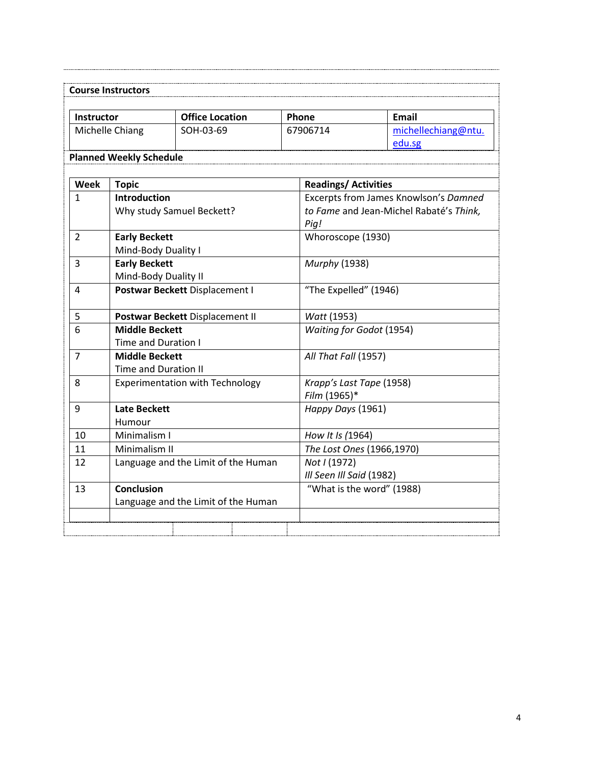**Course Instructors**

| Instructor | Office Location | Phone | Email |
|---|---|---|---|
| Michelle Chiang | SOH-03-69 | 67906714 | michellechiang@ntu.edu.sg |

**Planned Weekly Schedule**

| Week | Topic | Readings/ Activities |
|---|---|---|
| 1 | **Introduction** Why study Samuel Beckett? | Excerpts from James Knowlson's *Damned to Fame* and Jean-Michel Rabaté's *Think, Pig!* |
| 2 | **Early Beckett** Mind-Body Duality I | Whoroscope (1930) |
| 3 | **Early Beckett** Mind-Body Duality II | *Murphy* (1938) |
| 4 | **Postwar Beckett** Displacement I | "The Expelled" (1946) |
| 5 | **Postwar Beckett** Displacement II | *Watt* (1953) |
| 6 | **Middle Beckett** Time and Duration I | *Waiting for Godot* (1954) |
| 7 | **Middle Beckett** Time and Duration II | *All That Fall* (1957) |
| 8 | Experimentation with Technology | *Krapp's Last Tape* (1958) *Film* (1965)* |
| 9 | **Late Beckett** Humour | *Happy Days* (1961) |
| 10 | Minimalism I | *How It Is* (1964) |
| 11 | Minimalism II | *The Lost Ones* (1966,1970) |
| 12 | Language and the Limit of the Human | *Not I* (1972) *Ill Seen Ill Said* (1982) |
| 13 | **Conclusion** Language and the Limit of the Human | "What is the word" (1988) |
| | | |